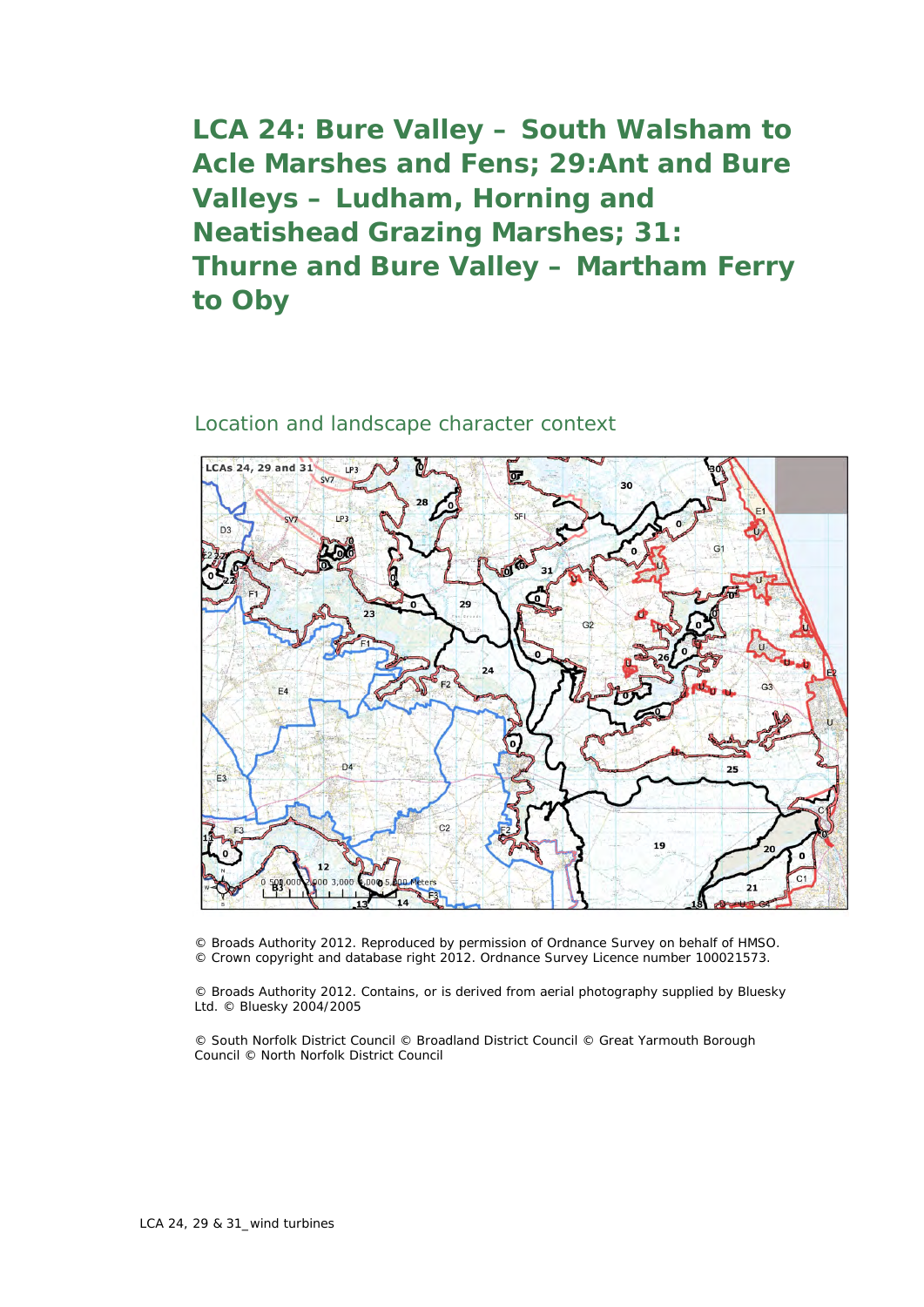# LCA 24: Bure Valley – South Walsham to Acle Marshes and Fens; 29:Ant and Bure Valleys – Ludham, Horning and Neatishead Grazing Marshes; 31: Thurne and Bure Valley – Martham Ferry to Oby

## Location and landscape character context

© Broads Authority 2012. Reproduced by permission of Ordnance Survey on behalf of HMSO. © Crown copyright and database right 2012. Ordnance Survey Licence number 100021573.

© Broads Authority 2012. Contains, or is derived from aerial photography supplied by Bluesky Ltd. © Bluesky 2004/2005

© South Norfolk District Council © Broadland District Council © Great Yarmouth Borough Council © North Norfolk District Council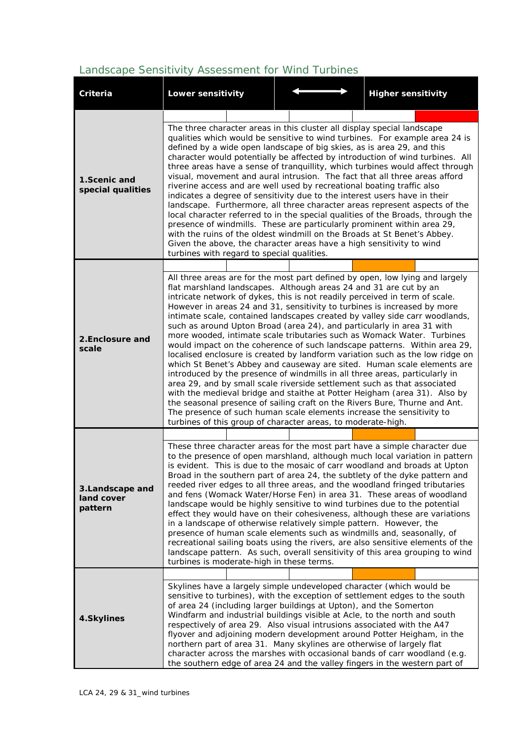## Landscape Sensitivity Assessment for Wind Turbines

| Criteria | Lower sensitivity | ⟷ | Higher sensitivity |
|---|---|---|---|
| **1.Scenic and special qualities** | The three character areas in this cluster all display special landscape qualities which would be sensitive to wind turbines. For example area 24 is defined by a wide open landscape of big skies, as is area 29, and this character would potentially be affected by introduction of wind turbines. All three areas have a sense of tranquillity, which turbines would affect through visual, movement and aural intrusion. The fact that all three areas afford riverine access and are well used by recreational boating traffic also indicates a degree of sensitivity due to the interest users have in their landscape. Furthermore, all three character areas represent aspects of the local character referred to in the special qualities of the Broads, through the presence of windmills. These are particularly prominent within area 29, with the ruins of the oldest windmill on the Broads at St Benet's Abbey. Given the above, the character areas have a high sensitivity to wind turbines with regard to special qualities. | | |
| **2.Enclosure and scale** | All three areas are for the most part defined by open, low lying and largely flat marshland landscapes. Although areas 24 and 31 are cut by an intricate network of dykes, this is not readily perceived in term of scale. However in areas 24 and 31, sensitivity to turbines is increased by more intimate scale, contained landscapes created by valley side carr woodlands, such as around Upton Broad (area 24), and particularly in area 31 with more wooded, intimate scale tributaries such as Womack Water. Turbines would impact on the coherence of such landscape patterns. Within area 29, localised enclosure is created by landform variation such as the low ridge on which St Benet's Abbey and causeway are sited. Human scale elements are introduced by the presence of windmills in all three areas, particularly in area 29, and by small scale riverside settlement such as that associated with the medieval bridge and staithe at Potter Heigham (area 31). Also by the seasonal presence of sailing craft on the Rivers Bure, Thurne and Ant. The presence of such human scale elements increase the sensitivity to turbines of this group of character areas, to moderate-high. | | |
| **3.Landscape and land cover pattern** | These three character areas for the most part have a simple character due to the presence of open marshland, although much local variation in pattern is evident. This is due to the mosaic of carr woodland and broads at Upton Broad in the southern part of area 24, the subtlety of the dyke pattern and reeded river edges to all three areas, and the woodland fringed tributaries and fens (Womack Water/Horse Fen) in area 31. These areas of woodland landscape would be highly sensitive to wind turbines due to the potential effect they would have on their cohesiveness, although these are variations in a landscape of otherwise relatively simple pattern. However, the presence of human scale elements such as windmills and, seasonally, of recreational sailing boats using the rivers, are also sensitive elements of the landscape pattern. As such, overall sensitivity of this area grouping to wind turbines is moderate-high in these terms. | | |
| **4.Skylines** | Skylines have a largely simple undeveloped character (which would be sensitive to turbines), with the exception of settlement edges to the south of area 24 (including larger buildings at Upton), and the Somerton Windfarm and industrial buildings visible at Acle, to the north and south respectively of area 29. Also visual intrusions associated with the A47 flyover and adjoining modern development around Potter Heigham, in the northern part of area 31. Many skylines are otherwise of largely flat character across the marshes with occasional bands of carr woodland (e.g. the southern edge of area 24 and the valley fingers in the western part of | | |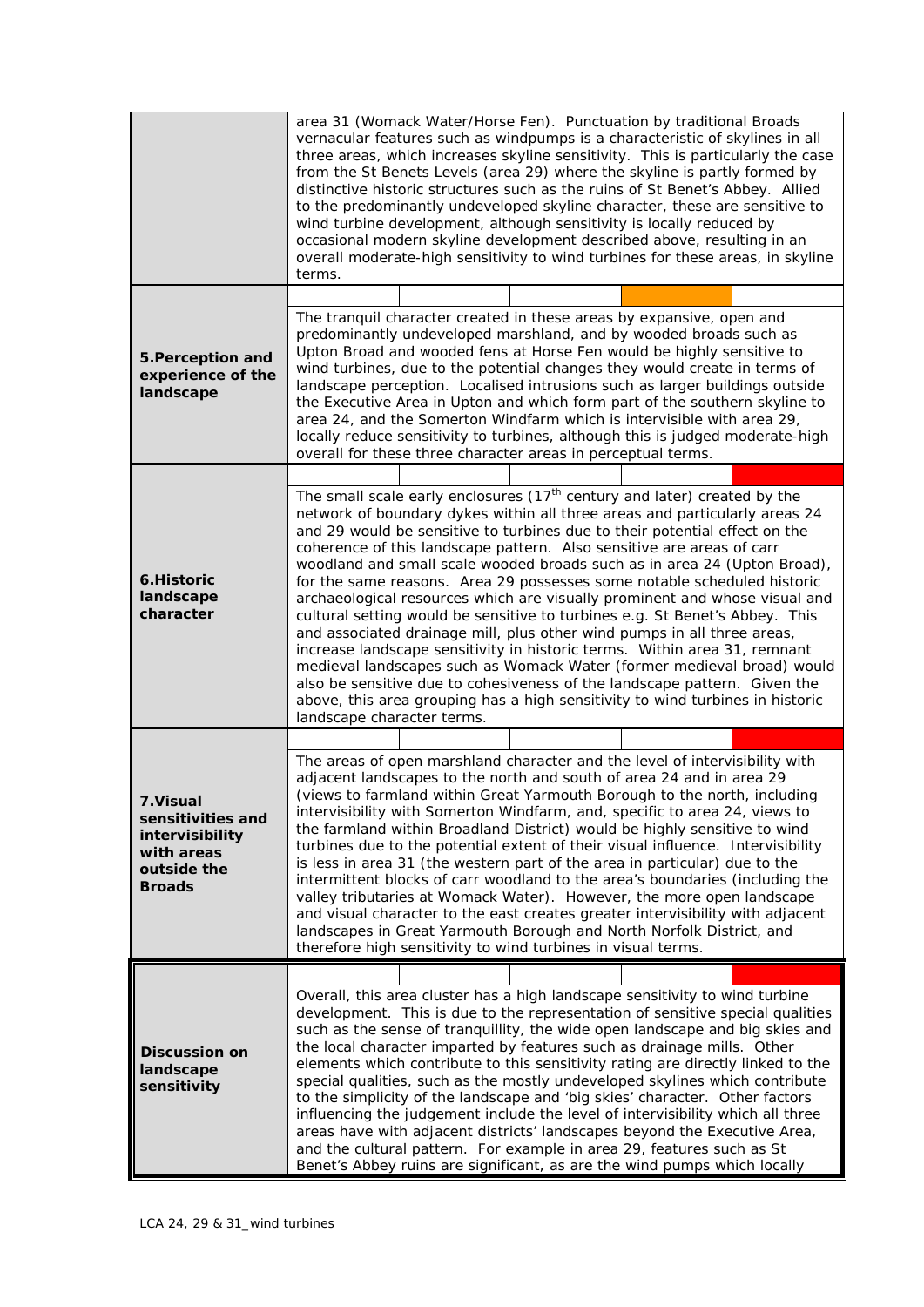| | |
|---|---|
| | area 31 (Womack Water/Horse Fen). Punctuation by traditional Broads vernacular features such as windpumps is a characteristic of skylines in all three areas, which increases skyline sensitivity. This is particularly the case from the St Benets Levels (area 29) where the skyline is partly formed by distinctive historic structures such as the ruins of St Benet's Abbey. Allied to the predominantly undeveloped skyline character, these are sensitive to wind turbine development, although sensitivity is locally reduced by occasional modern skyline development described above, resulting in an overall moderate-high sensitivity to wind turbines for these areas, in skyline terms. |
| **5.Perception and experience of the landscape** | The tranquil character created in these areas by expansive, open and predominantly undeveloped marshland, and by wooded broads such as Upton Broad and wooded fens at Horse Fen would be highly sensitive to wind turbines, due to the potential changes they would create in terms of landscape perception. Localised intrusions such as larger buildings outside the Executive Area in Upton and which form part of the southern skyline to area 24, and the Somerton Windfarm which is intervisible with area 29, locally reduce sensitivity to turbines, although this is judged moderate-high overall for these three character areas in perceptual terms. |
| **6.Historic landscape character** | The small scale early enclosures (17th century and later) created by the network of boundary dykes within all three areas and particularly areas 24 and 29 would be sensitive to turbines due to their potential effect on the coherence of this landscape pattern. Also sensitive are areas of carr woodland and small scale wooded broads such as in area 24 (Upton Broad), for the same reasons. Area 29 possesses some notable scheduled historic archaeological resources which are visually prominent and whose visual and cultural setting would be sensitive to turbines e.g. St Benet's Abbey. This and associated drainage mill, plus other wind pumps in all three areas, increase landscape sensitivity in historic terms. Within area 31, remnant medieval landscapes such as Womack Water (former medieval broad) would also be sensitive due to cohesiveness of the landscape pattern. Given the above, this area grouping has a high sensitivity to wind turbines in historic landscape character terms. |
| **7.Visual sensitivities and intervisibility with areas outside the Broads** | The areas of open marshland character and the level of intervisibility with adjacent landscapes to the north and south of area 24 and in area 29 (views to farmland within Great Yarmouth Borough to the north, including intervisibility with Somerton Windfarm, and, specific to area 24, views to the farmland within Broadland District) would be highly sensitive to wind turbines due to the potential extent of their visual influence. Intervisibility is less in area 31 (the western part of the area in particular) due to the intermittent blocks of carr woodland to the area's boundaries (including the valley tributaries at Womack Water). However, the more open landscape and visual character to the east creates greater intervisibility with adjacent landscapes in Great Yarmouth Borough and North Norfolk District, and therefore high sensitivity to wind turbines in visual terms. |
| **Discussion on landscape sensitivity** | Overall, this area cluster has a high landscape sensitivity to wind turbine development. This is due to the representation of sensitive special qualities such as the sense of tranquillity, the wide open landscape and big skies and the local character imparted by features such as drainage mills. Other elements which contribute to this sensitivity rating are directly linked to the special qualities, such as the mostly undeveloped skylines which contribute to the simplicity of the landscape and 'big skies' character. Other factors influencing the judgement include the level of intervisibility which all three areas have with adjacent districts' landscapes beyond the Executive Area, and the cultural pattern. For example in area 29, features such as St Benet's Abbey ruins are significant, as are the wind pumps which locally |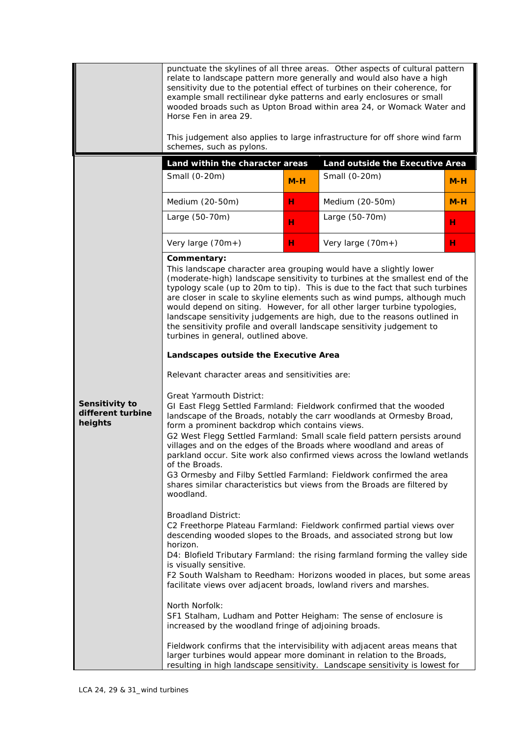| | |
|---|---|
| | punctuate the skylines of all three areas. Other aspects of cultural pattern relate to landscape pattern more generally and would also have a high sensitivity due to the potential effect of turbines on their coherence, for example small rectilinear dyke patterns and early enclosures or small wooded broads such as Upton Broad within area 24, or Womack Water and Horse Fen in area 29.<br><br>This judgement also applies to large infrastructure for off shore wind farm schemes, such as pylons. |

**Sensitivity to different turbine heights**

| Land within the character areas | | Land outside the Executive Area | |
|---|---|---|---|
| Small (0-20m) | M-H | Small (0-20m) | M-H |
| Medium (20-50m) | H | Medium (20-50m) | M-H |
| Large (50-70m) | H | Large (50-70m) | H |
| Very large (70m+) | H | Very large (70m+) | H |

**Commentary:**

This landscape character area grouping would have a slightly lower (moderate-high) landscape sensitivity to turbines at the smallest end of the typology scale (up to 20m to tip). This is due to the fact that such turbines are closer in scale to skyline elements such as wind pumps, although much would depend on siting. However, for all other larger turbine typologies, landscape sensitivity judgements are high, due to the reasons outlined in the sensitivity profile and overall landscape sensitivity judgement to turbines in general, outlined above.

**Landscapes outside the Executive Area**

Relevant character areas and sensitivities are:

Great Yarmouth District:
GI East Flegg Settled Farmland: Fieldwork confirmed that the wooded landscape of the Broads, notably the carr woodlands at Ormesby Broad, form a prominent backdrop which contains views.
G2 West Flegg Settled Farmland: Small scale field pattern persists around villages and on the edges of the Broads where woodland and areas of parkland occur. Site work also confirmed views across the lowland wetlands of the Broads.
G3 Ormesby and Filby Settled Farmland: Fieldwork confirmed the area shares similar characteristics but views from the Broads are filtered by woodland.

Broadland District:
C2 Freethorpe Plateau Farmland: Fieldwork confirmed partial views over descending wooded slopes to the Broads, and associated strong but low horizon.
D4: Blofield Tributary Farmland: the rising farmland forming the valley side is visually sensitive.
F2 South Walsham to Reedham: Horizons wooded in places, but some areas facilitate views over adjacent broads, lowland rivers and marshes.

North Norfolk:
SF1 Stalham, Ludham and Potter Heigham: The sense of enclosure is increased by the woodland fringe of adjoining broads.

Fieldwork confirms that the intervisibility with adjacent areas means that larger turbines would appear more dominant in relation to the Broads, resulting in high landscape sensitivity. Landscape sensitivity is lowest for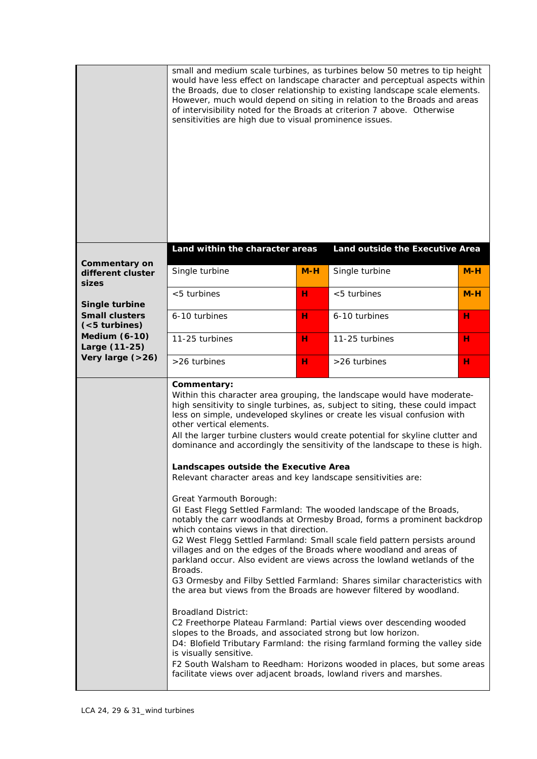| | |
|---|---|
| | small and medium scale turbines, as turbines below 50 metres to tip height would have less effect on landscape character and perceptual aspects within the Broads, due to closer relationship to existing landscape scale elements. However, much would depend on siting in relation to the Broads and areas of intervisibility noted for the Broads at criterion 7 above. Otherwise sensitivities are high due to visual prominence issues. |

| **Commentary on different cluster sizes**<br><br>**Single turbine**<br>**Small clusters (<5 turbines)**<br>**Medium (6-10)**<br>**Large (11-25)**<br>**Very large (>26)** | **Land within the character areas** | | **Land outside the Executive Area** | |
|---|---|---|---|---|
| | Single turbine | M-H | Single turbine | M-H |
| | <5 turbines | H | <5 turbines | M-H |
| | 6-10 turbines | H | 6-10 turbines | H |
| | 11-25 turbines | H | 11-25 turbines | H |
| | >26 turbines | H | >26 turbines | H |

**Commentary:**
Within this character area grouping, the landscape would have moderate-high sensitivity to single turbines, as, subject to siting, these could impact less on simple, undeveloped skylines or create les visual confusion with other vertical elements.
All the larger turbine clusters would create potential for skyline clutter and dominance and accordingly the sensitivity of the landscape to these is high.

**Landscapes outside the Executive Area**
Relevant character areas and key landscape sensitivities are:

Great Yarmouth Borough:
GI East Flegg Settled Farmland: The wooded landscape of the Broads, notably the carr woodlands at Ormesby Broad, forms a prominent backdrop which contains views in that direction.
G2 West Flegg Settled Farmland: Small scale field pattern persists around villages and on the edges of the Broads where woodland and areas of parkland occur. Also evident are views across the lowland wetlands of the Broads.
G3 Ormesby and Filby Settled Farmland: Shares similar characteristics with the area but views from the Broads are however filtered by woodland.

Broadland District:
C2 Freethorpe Plateau Farmland: Partial views over descending wooded slopes to the Broads, and associated strong but low horizon.
D4: Blofield Tributary Farmland: the rising farmland forming the valley side is visually sensitive.
F2 South Walsham to Reedham: Horizons wooded in places, but some areas facilitate views over adjacent broads, lowland rivers and marshes.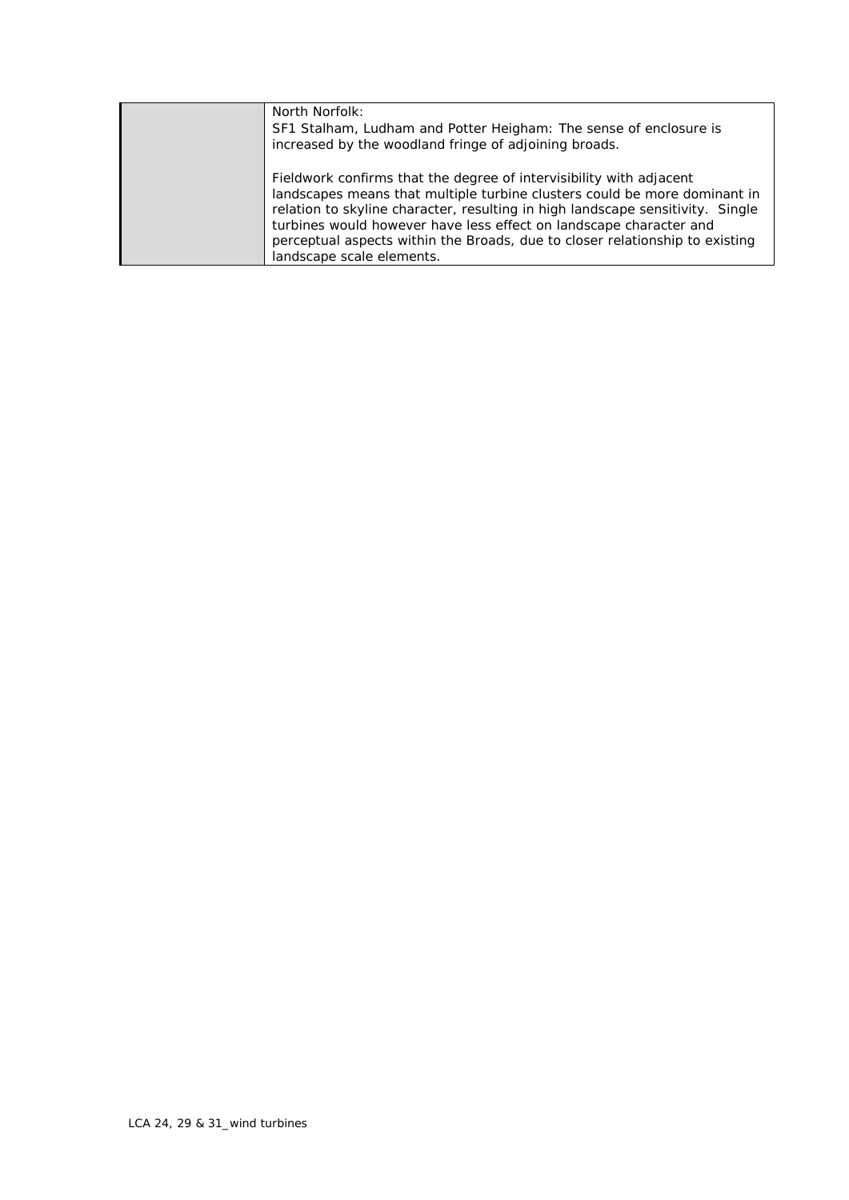| | |
|---|---|
| | North Norfolk:<br>SF1 Stalham, Ludham and Potter Heigham: The sense of enclosure is increased by the woodland fringe of adjoining broads.<br><br>Fieldwork confirms that the degree of intervisibility with adjacent landscapes means that multiple turbine clusters could be more dominant in relation to skyline character, resulting in high landscape sensitivity. Single turbines would however have less effect on landscape character and perceptual aspects within the Broads, due to closer relationship to existing landscape scale elements. |